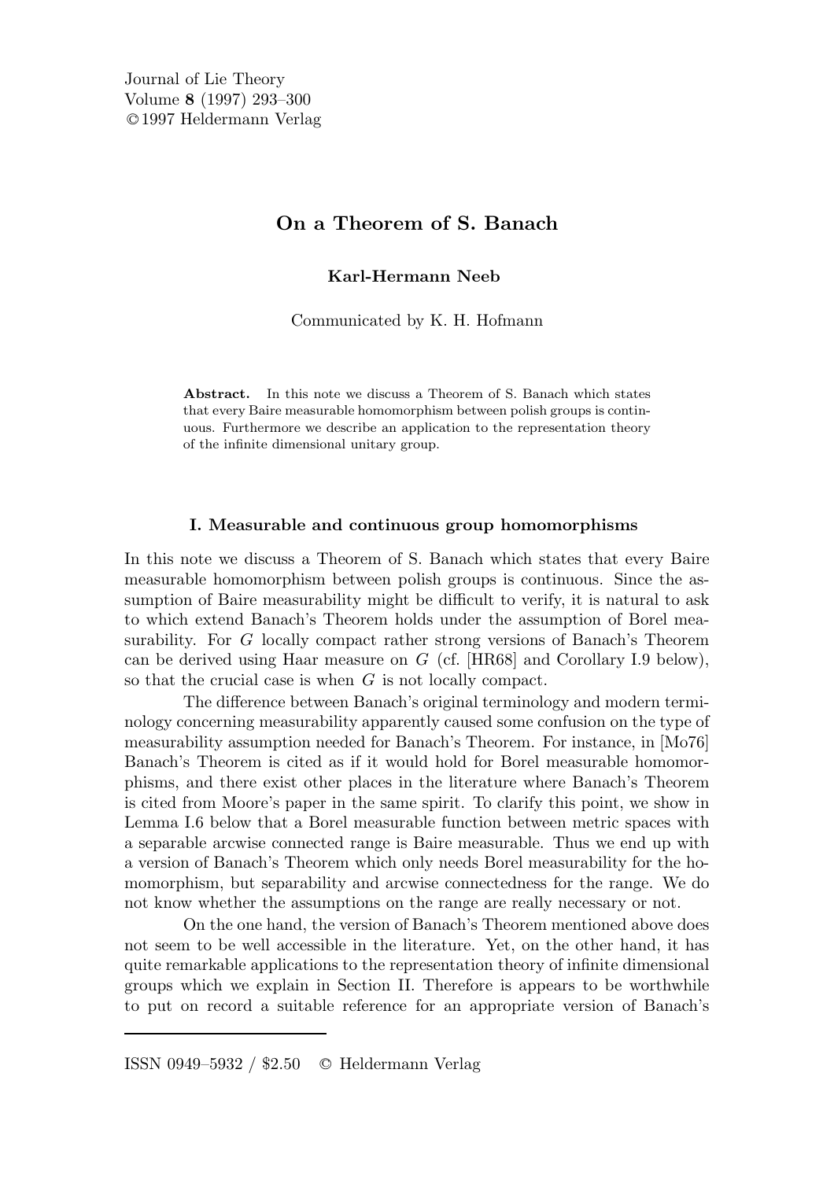# On a Theorem of S. Banach

**Karl-Hermann Neeb**

Communicated by K. H. Hofmann

**Abstract.** In this note we discuss a Theorem of S. Banach which states that every Baire measurable homomorphism between polish groups is continuous. Furthermore we describe an application to the representation theory of the infinite dimensional unitary group.

## I. Measurable and continuous group homomorphisms

In this note we discuss a Theorem of S. Banach which states that every Baire measurable homomorphism between polish groups is continuous. Since the assumption of Baire measurability might be difficult to verify, it is natural to ask to which extend Banach's Theorem holds under the assumption of Borel measurability. For $G$ locally compact rather strong versions of Banach's Theorem can be derived using Haar measure on $G$ (cf. [HR68] and Corollary I.9 below), so that the crucial case is when $G$ is not locally compact.

The difference between Banach's original terminology and modern terminology concerning measurability apparently caused some confusion on the type of measurability assumption needed for Banach's Theorem. For instance, in [Mo76] Banach's Theorem is cited as if it would hold for Borel measurable homomorphisms, and there exist other places in the literature where Banach's Theorem is cited from Moore's paper in the same spirit. To clarify this point, we show in Lemma I.6 below that a Borel measurable function between metric spaces with a separable arcwise connected range is Baire measurable. Thus we end up with a version of Banach's Theorem which only needs Borel measurability for the homomorphism, but separability and arcwise connectedness for the range. We do not know whether the assumptions on the range are really necessary or not.

On the one hand, the version of Banach's Theorem mentioned above does not seem to be well accessible in the literature. Yet, on the other hand, it has quite remarkable applications to the representation theory of infinite dimensional groups which we explain in Section II. Therefore is appears to be worthwhile to put on record a suitable reference for an appropriate version of Banach's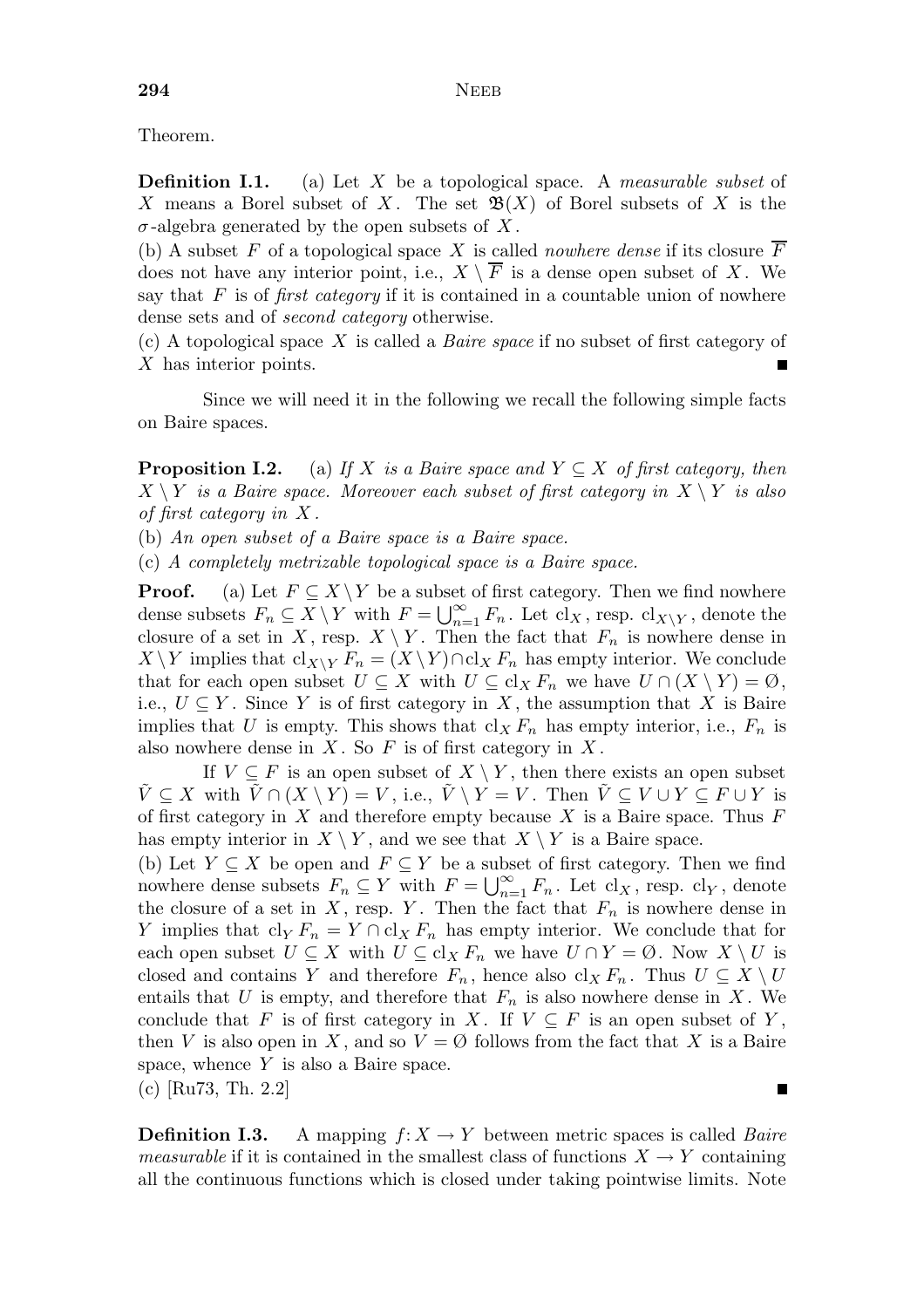Theorem.

**Definition I.1.** (a) Let $X$ be a topological space. A *measurable subset* of $X$ means a Borel subset of $X$. The set $\mathfrak{B}(X)$ of Borel subsets of $X$ is the $\sigma$-algebra generated by the open subsets of $X$.

(b) A subset $F$ of a topological space $X$ is called *nowhere dense* if its closure $\overline{F}$ does not have any interior point, i.e., $X \setminus \overline{F}$ is a dense open subset of $X$. We say that $F$ is of *first category* if it is contained in a countable union of nowhere dense sets and of *second category* otherwise.

(c) A topological space $X$ is called a *Baire space* if no subset of first category of $X$ has interior points. ■

Since we will need it in the following we recall the following simple facts on Baire spaces.

**Proposition I.2.** (a) *If $X$ is a Baire space and $Y \subseteq X$ of first category, then $X \setminus Y$ is a Baire space. Moreover each subset of first category in $X \setminus Y$ is also of first category in $X$.*

(b) *An open subset of a Baire space is a Baire space.*

(c) *A completely metrizable topological space is a Baire space.*

**Proof.** (a) Let $F \subseteq X \setminus Y$ be a subset of first category. Then we find nowhere dense subsets $F_n \subseteq X \setminus Y$ with $F = \bigcup_{n=1}^{\infty} F_n$. Let $\mathrm{cl}_X$, resp. $\mathrm{cl}_{X\setminus Y}$, denote the closure of a set in $X$, resp. $X \setminus Y$. Then the fact that $F_n$ is nowhere dense in $X \setminus Y$ implies that $\mathrm{cl}_{X\setminus Y} F_n = (X \setminus Y) \cap \mathrm{cl}_X F_n$ has empty interior. We conclude that for each open subset $U \subseteq X$ with $U \subseteq \mathrm{cl}_X F_n$ we have $U \cap (X \setminus Y) = \emptyset$, i.e., $U \subseteq Y$. Since $Y$ is of first category in $X$, the assumption that $X$ is Baire implies that $U$ is empty. This shows that $\mathrm{cl}_X F_n$ has empty interior, i.e., $F_n$ is also nowhere dense in $X$. So $F$ is of first category in $X$.

If $V \subseteq F$ is an open subset of $X \setminus Y$, then there exists an open subset $\tilde{V} \subseteq X$ with $\tilde{V} \cap (X \setminus Y) = V$, i.e., $\tilde{V} \setminus Y = V$. Then $\tilde{V} \subseteq V \cup Y \subseteq F \cup Y$ is of first category in $X$ and therefore empty because $X$ is a Baire space. Thus $F$ has empty interior in $X \setminus Y$, and we see that $X \setminus Y$ is a Baire space.

(b) Let $Y \subseteq X$ be open and $F \subseteq Y$ be a subset of first category. Then we find nowhere dense subsets $F_n \subseteq Y$ with $F = \bigcup_{n=1}^{\infty} F_n$. Let $\mathrm{cl}_X$, resp. $\mathrm{cl}_Y$, denote the closure of a set in $X$, resp. $Y$. Then the fact that $F_n$ is nowhere dense in $Y$ implies that $\mathrm{cl}_Y F_n = Y \cap \mathrm{cl}_X F_n$ has empty interior. We conclude that for each open subset $U \subseteq X$ with $U \subseteq \mathrm{cl}_X F_n$ we have $U \cap Y = \emptyset$. Now $X \setminus U$ is closed and contains $Y$ and therefore $F_n$, hence also $\mathrm{cl}_X F_n$. Thus $U \subseteq X \setminus U$ entails that $U$ is empty, and therefore that $F_n$ is also nowhere dense in $X$. We conclude that $F$ is of first category in $X$. If $V \subseteq F$ is an open subset of $Y$, then $V$ is also open in $X$, and so $V = \emptyset$ follows from the fact that $X$ is a Baire space, whence $Y$ is also a Baire space.

(c) [Ru73, Th. 2.2] ■

**Definition I.3.** A mapping $f\colon X \to Y$ between metric spaces is called *Baire measurable* if it is contained in the smallest class of functions $X \to Y$ containing all the continuous functions which is closed under taking pointwise limits. Note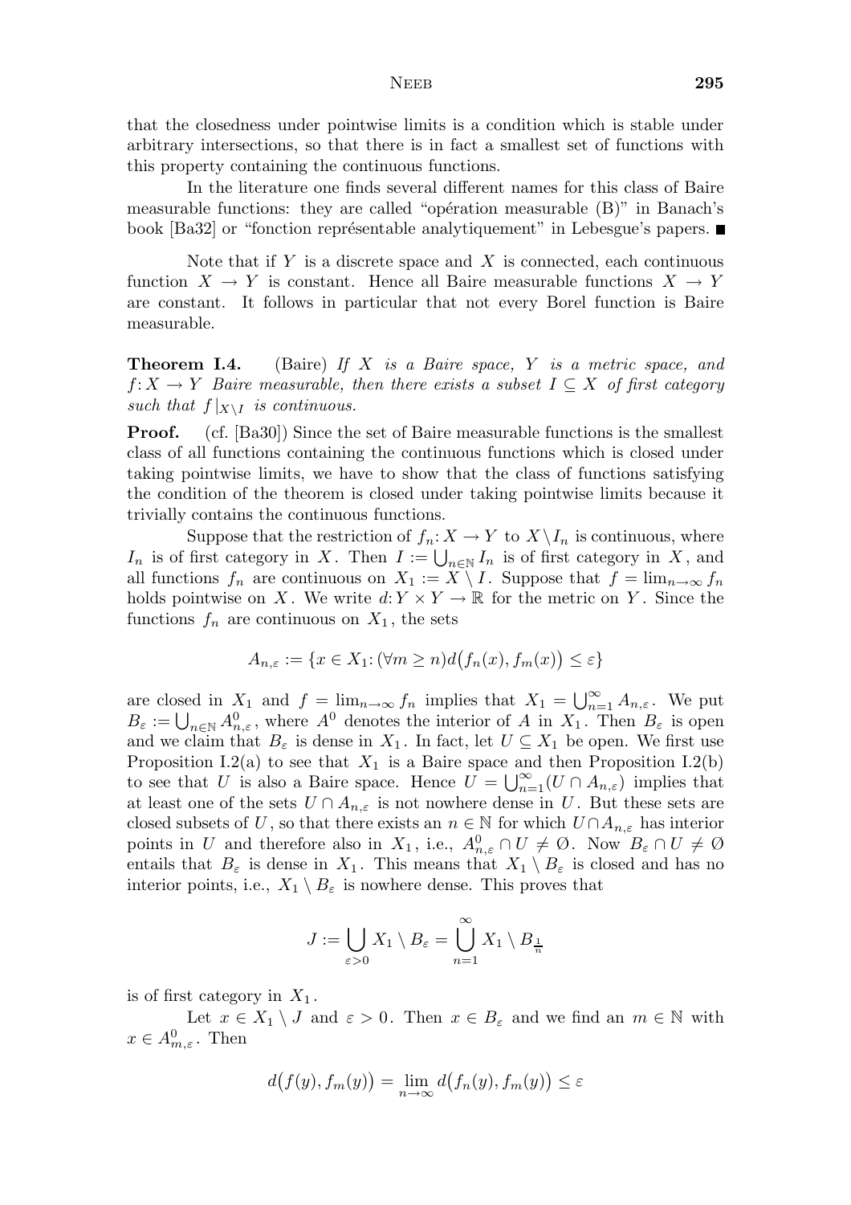that the closedness under pointwise limits is a condition which is stable under arbitrary intersections, so that there is in fact a smallest set of functions with this property containing the continuous functions.

In the literature one finds several different names for this class of Baire measurable functions: they are called "opération measurable (B)" in Banach's book [Ba32] or "fonction représentable analytiquement" in Lebesgue's papers. ■

Note that if $Y$ is a discrete space and $X$ is connected, each continuous function $X \to Y$ is constant. Hence all Baire measurable functions $X \to Y$ are constant. It follows in particular that not every Borel function is Baire measurable.

**Theorem I.4.** (Baire) *If $X$ is a Baire space, $Y$ is a metric space, and $f\colon X \to Y$ Baire measurable, then there exists a subset $I \subseteq X$ of first category such that $f|_{X\setminus I}$ is continuous.*

**Proof.** (cf. [Ba30]) Since the set of Baire measurable functions is the smallest class of all functions containing the continuous functions which is closed under taking pointwise limits, we have to show that the class of functions satisfying the condition of the theorem is closed under taking pointwise limits because it trivially contains the continuous functions.

Suppose that the restriction of $f_n\colon X \to Y$ to $X \setminus I_n$ is continuous, where $I_n$ is of first category in $X$. Then $I := \bigcup_{n\in\mathbb{N}} I_n$ is of first category in $X$, and all functions $f_n$ are continuous on $X_1 := X \setminus I$. Suppose that $f = \lim_{n\to\infty} f_n$ holds pointwise on $X$. We write $d\colon Y \times Y \to \mathbb{R}$ for the metric on $Y$. Since the functions $f_n$ are continuous on $X_1$, the sets

$$A_{n,\varepsilon} := \{x \in X_1 \colon (\forall m \geq n) d\big(f_n(x), f_m(x)\big) \leq \varepsilon\}$$

are closed in $X_1$ and $f = \lim_{n\to\infty} f_n$ implies that $X_1 = \bigcup_{n=1}^{\infty} A_{n,\varepsilon}$. We put $B_\varepsilon := \bigcup_{n\in\mathbb{N}} A^0_{n,\varepsilon}$, where $A^0$ denotes the interior of $A$ in $X_1$. Then $B_\varepsilon$ is open and we claim that $B_\varepsilon$ is dense in $X_1$. In fact, let $U \subseteq X_1$ be open. We first use Proposition I.2(a) to see that $X_1$ is a Baire space and then Proposition I.2(b) to see that $U$ is also a Baire space. Hence $U = \bigcup_{n=1}^{\infty}(U \cap A_{n,\varepsilon})$ implies that at least one of the sets $U \cap A_{n,\varepsilon}$ is not nowhere dense in $U$. But these sets are closed subsets of $U$, so that there exists an $n \in \mathbb{N}$ for which $U \cap A_{n,\varepsilon}$ has interior points in $U$ and therefore also in $X_1$, i.e., $A^0_{n,\varepsilon} \cap U \neq \emptyset$. Now $B_\varepsilon \cap U \neq \emptyset$ entails that $B_\varepsilon$ is dense in $X_1$. This means that $X_1 \setminus B_\varepsilon$ is closed and has no interior points, i.e., $X_1 \setminus B_\varepsilon$ is nowhere dense. This proves that

$$J := \bigcup_{\varepsilon > 0} X_1 \setminus B_\varepsilon = \bigcup_{n=1}^{\infty} X_1 \setminus B_{\frac{1}{n}}$$

is of first category in $X_1$.

Let $x \in X_1 \setminus J$ and $\varepsilon > 0$. Then $x \in B_\varepsilon$ and we find an $m \in \mathbb{N}$ with $x \in A^0_{m,\varepsilon}$. Then

$$d\big(f(y), f_m(y)\big) = \lim_{n\to\infty} d\big(f_n(y), f_m(y)\big) \leq \varepsilon$$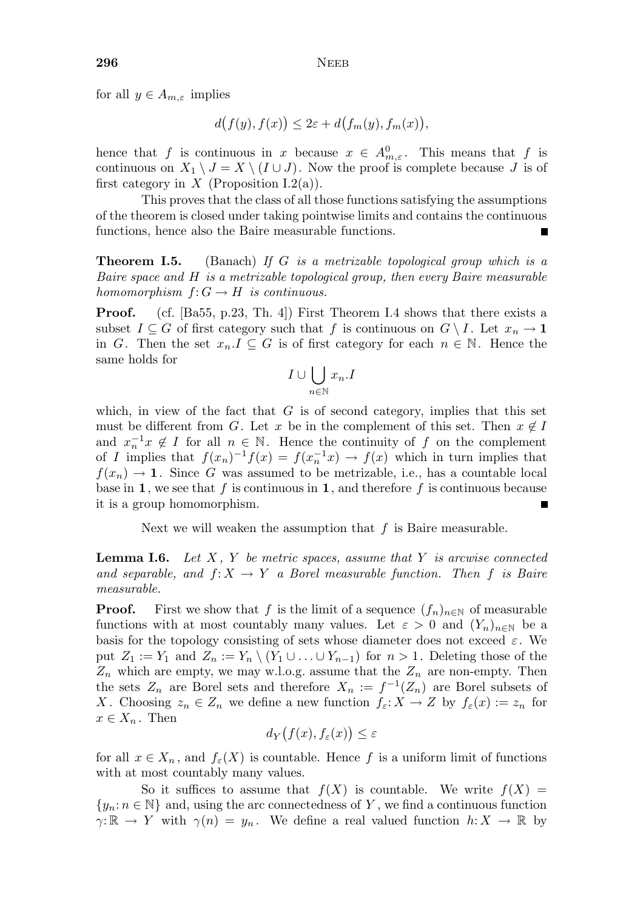for all $y \in A_{m,\varepsilon}$ implies

$$d\big(f(y), f(x)\big) \leq 2\varepsilon + d\big(f_m(y), f_m(x)\big),$$

hence that $f$ is continuous in $x$ because $x \in A^0_{m,\varepsilon}$. This means that $f$ is continuous on $X_1 \setminus J = X \setminus (I \cup J)$. Now the proof is complete because $J$ is of first category in $X$ (Proposition I.2(a)).

This proves that the class of all those functions satisfying the assumptions of the theorem is closed under taking pointwise limits and contains the continuous functions, hence also the Baire measurable functions. ∎

**Theorem I.5.** (Banach) *If $G$ is a metrizable topological group which is a Baire space and $H$ is a metrizable topological group, then every Baire measurable homomorphism $f: G \to H$ is continuous.*

**Proof.** (cf. [Ba55, p.23, Th. 4]) First Theorem I.4 shows that there exists a subset $I \subseteq G$ of first category such that $f$ is continuous on $G \setminus I$. Let $x_n \to \mathbf{1}$ in $G$. Then the set $x_n.I \subseteq G$ is of first category for each $n \in \mathbb{N}$. Hence the same holds for

$$I \cup \bigcup_{n \in \mathbb{N}} x_n.I$$

which, in view of the fact that $G$ is of second category, implies that this set must be different from $G$. Let $x$ be in the complement of this set. Then $x \notin I$ and $x_n^{-1}x \notin I$ for all $n \in \mathbb{N}$. Hence the continuity of $f$ on the complement of $I$ implies that $f(x_n)^{-1}f(x) = f(x_n^{-1}x) \to f(x)$ which in turn implies that $f(x_n) \to \mathbf{1}$. Since $G$ was assumed to be metrizable, i.e., has a countable local base in $\mathbf{1}$, we see that $f$ is continuous in $\mathbf{1}$, and therefore $f$ is continuous because it is a group homomorphism. ∎

Next we will weaken the assumption that $f$ is Baire measurable.

**Lemma I.6.** *Let $X$, $Y$ be metric spaces, assume that $Y$ is arcwise connected and separable, and $f: X \to Y$ a Borel measurable function. Then $f$ is Baire measurable.*

**Proof.** First we show that $f$ is the limit of a sequence $(f_n)_{n \in \mathbb{N}}$ of measurable functions with at most countably many values. Let $\varepsilon > 0$ and $(Y_n)_{n \in \mathbb{N}}$ be a basis for the topology consisting of sets whose diameter does not exceed $\varepsilon$. We put $Z_1 := Y_1$ and $Z_n := Y_n \setminus (Y_1 \cup \ldots \cup Y_{n-1})$ for $n > 1$. Deleting those of the $Z_n$ which are empty, we may w.l.o.g. assume that the $Z_n$ are non-empty. Then the sets $Z_n$ are Borel sets and therefore $X_n := f^{-1}(Z_n)$ are Borel subsets of $X$. Choosing $z_n \in Z_n$ we define a new function $f_\varepsilon: X \to Z$ by $f_\varepsilon(x) := z_n$ for $x \in X_n$. Then

$$d_Y\big(f(x), f_\varepsilon(x)\big) \leq \varepsilon$$

for all $x \in X_n$, and $f_\varepsilon(X)$ is countable. Hence $f$ is a uniform limit of functions with at most countably many values.

So it suffices to assume that $f(X)$ is countable. We write $f(X) = \{y_n : n \in \mathbb{N}\}$ and, using the arc connectedness of $Y$, we find a continuous function $\gamma: \mathbb{R} \to Y$ with $\gamma(n) = y_n$. We define a real valued function $h: X \to \mathbb{R}$ by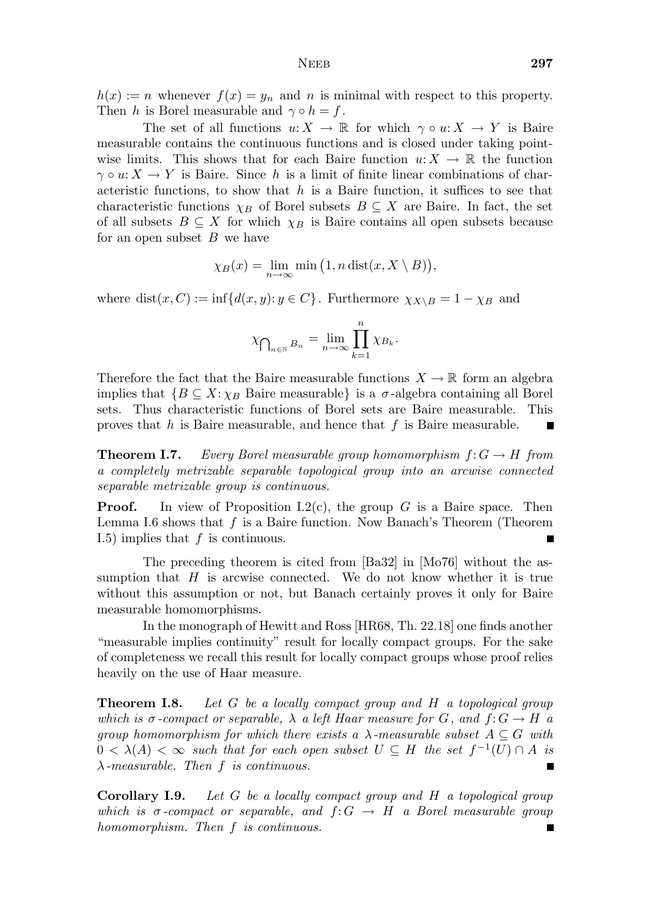$h(x) := n$ whenever $f(x) = y_n$ and $n$ is minimal with respect to this property. Then $h$ is Borel measurable and $\gamma \circ h = f$.

The set of all functions $u: X \to \mathbb{R}$ for which $\gamma \circ u: X \to Y$ is Baire measurable contains the continuous functions and is closed under taking pointwise limits. This shows that for each Baire function $u: X \to \mathbb{R}$ the function $\gamma \circ u: X \to Y$ is Baire. Since $h$ is a limit of finite linear combinations of characteristic functions, to show that $h$ is a Baire function, it suffices to see that characteristic functions $\chi_B$ of Borel subsets $B \subseteq X$ are Baire. In fact, the set of all subsets $B \subseteq X$ for which $\chi_B$ is Baire contains all open subsets because for an open subset $B$ we have

$$\chi_B(x) = \lim_{n \to \infty} \min\big(1, n \operatorname{dist}(x, X \setminus B)\big),$$

where $\operatorname{dist}(x, C) := \inf\{d(x,y): y \in C\}$. Furthermore $\chi_{X \setminus B} = 1 - \chi_B$ and

$$\chi_{\bigcap_{n\in\mathbb{N}} B_n} = \lim_{n \to \infty} \prod_{k=1}^{n} \chi_{B_k}.$$

Therefore the fact that the Baire measurable functions $X \to \mathbb{R}$ form an algebra implies that $\{B \subseteq X: \chi_B \text{ Baire measurable}\}$ is a $\sigma$-algebra containing all Borel sets. Thus characteristic functions of Borel sets are Baire measurable. This proves that $h$ is Baire measurable, and hence that $f$ is Baire measurable. ∎

**Theorem I.7.** *Every Borel measurable group homomorphism $f: G \to H$ from a completely metrizable separable topological group into an arcwise connected separable metrizable group is continuous.*

**Proof.** In view of Proposition I.2(c), the group $G$ is a Baire space. Then Lemma I.6 shows that $f$ is a Baire function. Now Banach's Theorem (Theorem I.5) implies that $f$ is continuous. ∎

The preceding theorem is cited from [Ba32] in [Mo76] without the assumption that $H$ is arcwise connected. We do not know whether it is true without this assumption or not, but Banach certainly proves it only for Baire measurable homomorphisms.

In the monograph of Hewitt and Ross [HR68, Th. 22.18] one finds another "measurable implies continuity" result for locally compact groups. For the sake of completeness we recall this result for locally compact groups whose proof relies heavily on the use of Haar measure.

**Theorem I.8.** *Let $G$ be a locally compact group and $H$ a topological group which is $\sigma$-compact or separable, $\lambda$ a left Haar measure for $G$, and $f: G \to H$ a group homomorphism for which there exists a $\lambda$-measurable subset $A \subseteq G$ with $0 < \lambda(A) < \infty$ such that for each open subset $U \subseteq H$ the set $f^{-1}(U) \cap A$ is $\lambda$-measurable. Then $f$ is continuous.* ∎

**Corollary I.9.** *Let $G$ be a locally compact group and $H$ a topological group which is $\sigma$-compact or separable, and $f: G \to H$ a Borel measurable group homomorphism. Then $f$ is continuous.* ∎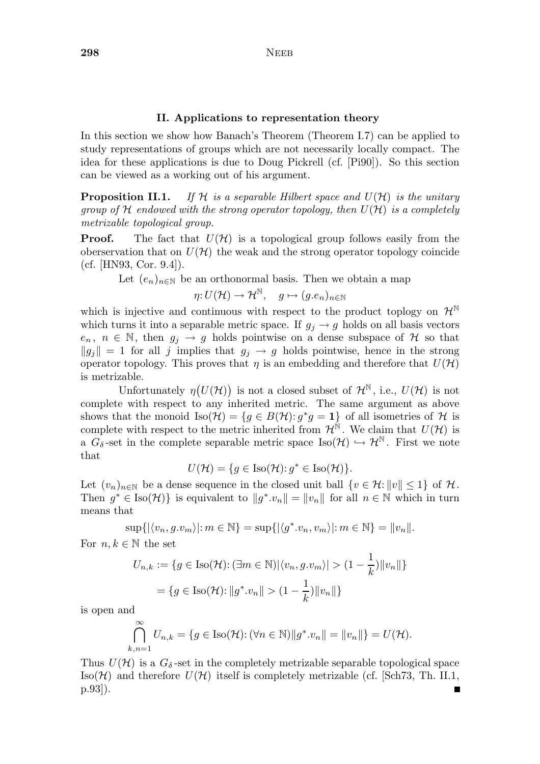## II. Applications to representation theory

In this section we show how Banach's Theorem (Theorem I.7) can be applied to study representations of groups which are not necessarily locally compact. The idea for these applications is due to Doug Pickrell (cf. [Pi90]). So this section can be viewed as a working out of his argument.

**Proposition II.1.** *If $\mathcal{H}$ is a separable Hilbert space and $U(\mathcal{H})$ is the unitary group of $\mathcal{H}$ endowed with the strong operator topology, then $U(\mathcal{H})$ is a completely metrizable topological group.*

**Proof.** The fact that $U(\mathcal{H})$ is a topological group follows easily from the oberservation that on $U(\mathcal{H})$ the weak and the strong operator topology coincide (cf. [HN93, Cor. 9.4]).

Let $(e_n)_{n\in\mathbb{N}}$ be an orthonormal basis. Then we obtain a map

$$\eta: U(\mathcal{H}) \to \mathcal{H}^{\mathbb{N}}, \quad g \mapsto (g.e_n)_{n\in\mathbb{N}}$$

which is injective and continuous with respect to the product toplogy on $\mathcal{H}^{\mathbb{N}}$ which turns it into a separable metric space. If $g_j \to g$ holds on all basis vectors $e_n$, $n \in \mathbb{N}$, then $g_j \to g$ holds pointwise on a dense subspace of $\mathcal{H}$ so that $\|g_j\| = 1$ for all $j$ implies that $g_j \to g$ holds pointwise, hence in the strong operator topology. This proves that $\eta$ is an embedding and therefore that $U(\mathcal{H})$ is metrizable.

Unfortunately $\eta\big(U(\mathcal{H})\big)$ is not a closed subset of $\mathcal{H}^{\mathbb{N}}$, i.e., $U(\mathcal{H})$ is not complete with respect to any inherited metric. The same argument as above shows that the monoid $\mathrm{Iso}(\mathcal{H}) = \{g \in B(\mathcal{H}): g^*g = \mathbf{1}\}$ of all isometries of $\mathcal{H}$ is complete with respect to the metric inherited from $\mathcal{H}^{\mathbb{N}}$. We claim that $U(\mathcal{H})$ is a $G_\delta$-set in the complete separable metric space $\mathrm{Iso}(\mathcal{H}) \hookrightarrow \mathcal{H}^{\mathbb{N}}$. First we note that

$$U(\mathcal{H}) = \{g \in \mathrm{Iso}(\mathcal{H}): g^* \in \mathrm{Iso}(\mathcal{H})\}.$$

Let $(v_n)_{n\in\mathbb{N}}$ be a dense sequence in the closed unit ball $\{v \in \mathcal{H}: \|v\| \le 1\}$ of $\mathcal{H}$. Then $g^* \in \mathrm{Iso}(\mathcal{H})\}$ is equivalent to $\|g^*.v_n\| = \|v_n\|$ for all $n \in \mathbb{N}$ which in turn means that

$$\sup\{|\langle v_n, g.v_m\rangle|: m \in \mathbb{N}\} = \sup\{|\langle g^*.v_n, v_m\rangle|: m \in \mathbb{N}\} = \|v_n\|.$$

For $n, k \in \mathbb{N}$ the set

$$\begin{aligned} U_{n,k} &:= \{g \in \mathrm{Iso}(\mathcal{H}): (\exists m \in \mathbb{N})|\langle v_n, g.v_m\rangle| > (1 - \frac{1}{k})\|v_n\|\} \\ &= \{g \in \mathrm{Iso}(\mathcal{H}): \|g^*.v_n\| > (1 - \frac{1}{k})\|v_n\|\} \end{aligned}$$

is open and

$$\bigcap_{k,n=1}^{\infty} U_{n,k} = \{g \in \mathrm{Iso}(\mathcal{H}): (\forall n \in \mathbb{N})\|g^*.v_n\| = \|v_n\|\} = U(\mathcal{H}).$$

Thus $U(\mathcal{H})$ is a $G_\delta$-set in the completely metrizable separable topological space $\mathrm{Iso}(\mathcal{H})$ and therefore $U(\mathcal{H})$ itself is completely metrizable (cf. [Sch73, Th. II.1, p.93]). ■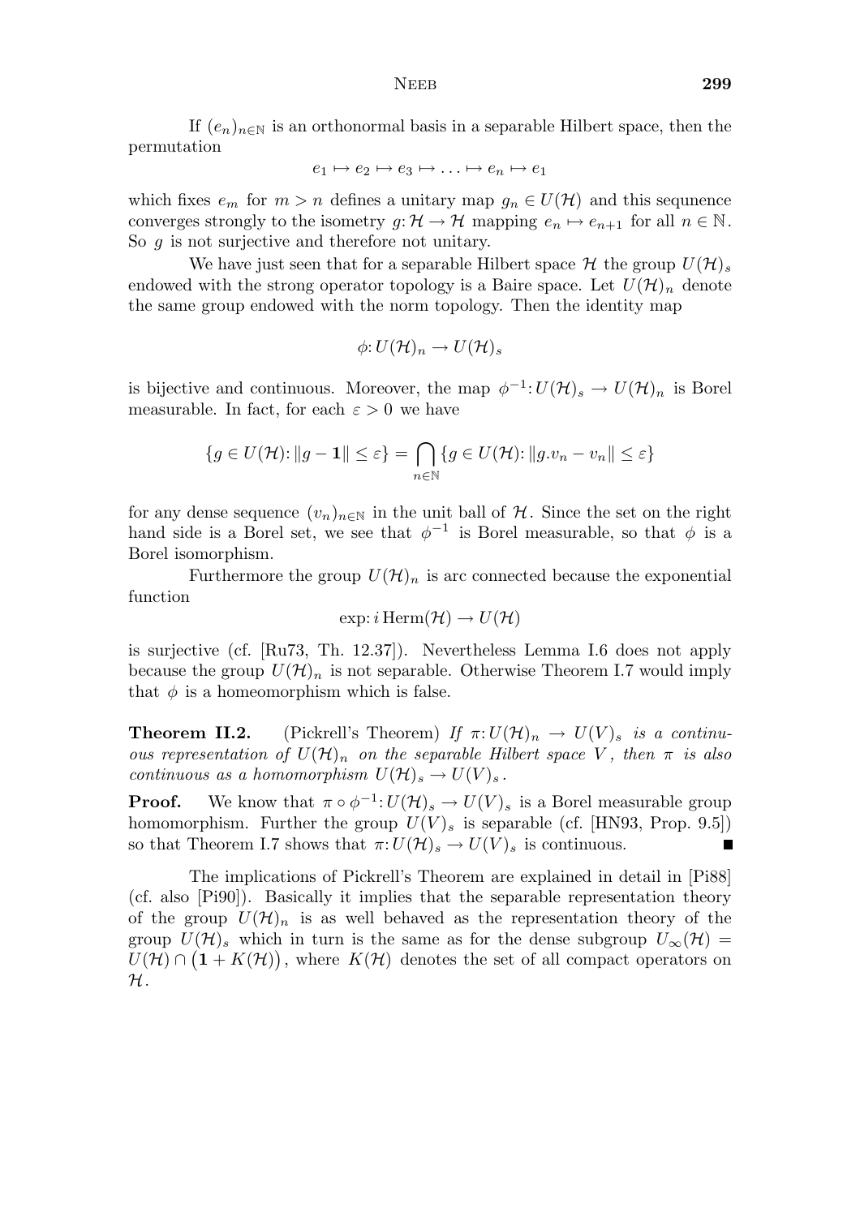If $(e_n)_{n\in\mathbb{N}}$ is an orthonormal basis in a separable Hilbert space, then the permutation

$$e_1 \mapsto e_2 \mapsto e_3 \mapsto \ldots \mapsto e_n \mapsto e_1$$

which fixes $e_m$ for $m > n$ defines a unitary map $g_n \in U(\mathcal{H})$ and this sequnence converges strongly to the isometry $g\colon \mathcal{H} \to \mathcal{H}$ mapping $e_n \mapsto e_{n+1}$ for all $n \in \mathbb{N}$. So $g$ is not surjective and therefore not unitary.

We have just seen that for a separable Hilbert space $\mathcal{H}$ the group $U(\mathcal{H})_s$ endowed with the strong operator topology is a Baire space. Let $U(\mathcal{H})_n$ denote the same group endowed with the norm topology. Then the identity map

$$\phi\colon U(\mathcal{H})_n \to U(\mathcal{H})_s$$

is bijective and continuous. Moreover, the map $\phi^{-1}\colon U(\mathcal{H})_s \to U(\mathcal{H})_n$ is Borel measurable. In fact, for each $\varepsilon > 0$ we have

$$\{g \in U(\mathcal{H})\colon \|g - \mathbf{1}\| \leq \varepsilon\} = \bigcap_{n\in\mathbb{N}} \{g \in U(\mathcal{H})\colon \|g.v_n - v_n\| \leq \varepsilon\}$$

for any dense sequence $(v_n)_{n\in\mathbb{N}}$ in the unit ball of $\mathcal{H}$. Since the set on the right hand side is a Borel set, we see that $\phi^{-1}$ is Borel measurable, so that $\phi$ is a Borel isomorphism.

Furthermore the group $U(\mathcal{H})_n$ is arc connected because the exponential function

$$\exp\colon i\,\mathrm{Herm}(\mathcal{H}) \to U(\mathcal{H})$$

is surjective (cf. [Ru73, Th. 12.37]). Nevertheless Lemma I.6 does not apply because the group $U(\mathcal{H})_n$ is not separable. Otherwise Theorem I.7 would imply that $\phi$ is a homeomorphism which is false.

**Theorem II.2.** (Pickrell's Theorem) *If $\pi\colon U(\mathcal{H})_n \to U(V)_s$ is a continuous representation of $U(\mathcal{H})_n$ on the separable Hilbert space $V$, then $\pi$ is also continuous as a homomorphism $U(\mathcal{H})_s \to U(V)_s$.*

**Proof.** We know that $\pi \circ \phi^{-1}\colon U(\mathcal{H})_s \to U(V)_s$ is a Borel measurable group homomorphism. Further the group $U(V)_s$ is separable (cf. [HN93, Prop. 9.5]) so that Theorem I.7 shows that $\pi\colon U(\mathcal{H})_s \to U(V)_s$ is continuous. ■

The implications of Pickrell's Theorem are explained in detail in [Pi88] (cf. also [Pi90]). Basically it implies that the separable representation theory of the group $U(\mathcal{H})_n$ is as well behaved as the representation theory of the group $U(\mathcal{H})_s$ which in turn is the same as for the dense subgroup $U_\infty(\mathcal{H}) = U(\mathcal{H}) \cap \big(\mathbf{1} + K(\mathcal{H})\big)$, where $K(\mathcal{H})$ denotes the set of all compact operators on $\mathcal{H}$.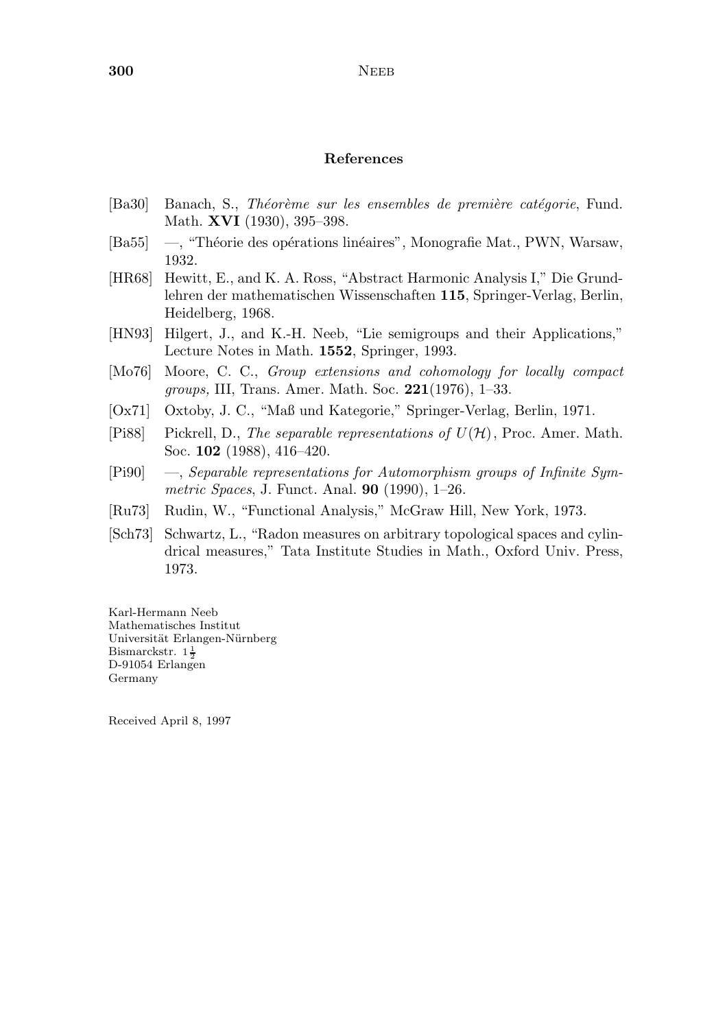## References

[Ba30] Banach, S., *Théorème sur les ensembles de première catégorie*, Fund. Math. **XVI** (1930), 395–398.

[Ba55] —, "Théorie des opérations linéaires", Monografie Mat., PWN, Warsaw, 1932.

[HR68] Hewitt, E., and K. A. Ross, "Abstract Harmonic Analysis I," Die Grundlehren der mathematischen Wissenschaften **115**, Springer-Verlag, Berlin, Heidelberg, 1968.

[HN93] Hilgert, J., and K.-H. Neeb, "Lie semigroups and their Applications," Lecture Notes in Math. **1552**, Springer, 1993.

[Mo76] Moore, C. C., *Group extensions and cohomology for locally compact groups,* III, Trans. Amer. Math. Soc. **221**(1976), 1–33.

[Ox71] Oxtoby, J. C., "Maß und Kategorie," Springer-Verlag, Berlin, 1971.

[Pi88] Pickrell, D., *The separable representations of $U(\mathcal{H})$*, Proc. Amer. Math. Soc. **102** (1988), 416–420.

[Pi90] —, *Separable representations for Automorphism groups of Infinite Symmetric Spaces*, J. Funct. Anal. **90** (1990), 1–26.

[Ru73] Rudin, W., "Functional Analysis," McGraw Hill, New York, 1973.

[Sch73] Schwartz, L., "Radon measures on arbitrary topological spaces and cylindrical measures," Tata Institute Studies in Math., Oxford Univ. Press, 1973.

Karl-Hermann Neeb
Mathematisches Institut
Universität Erlangen-Nürnberg
Bismarckstr. $1\frac{1}{2}$
D-91054 Erlangen
Germany

Received April 8, 1997